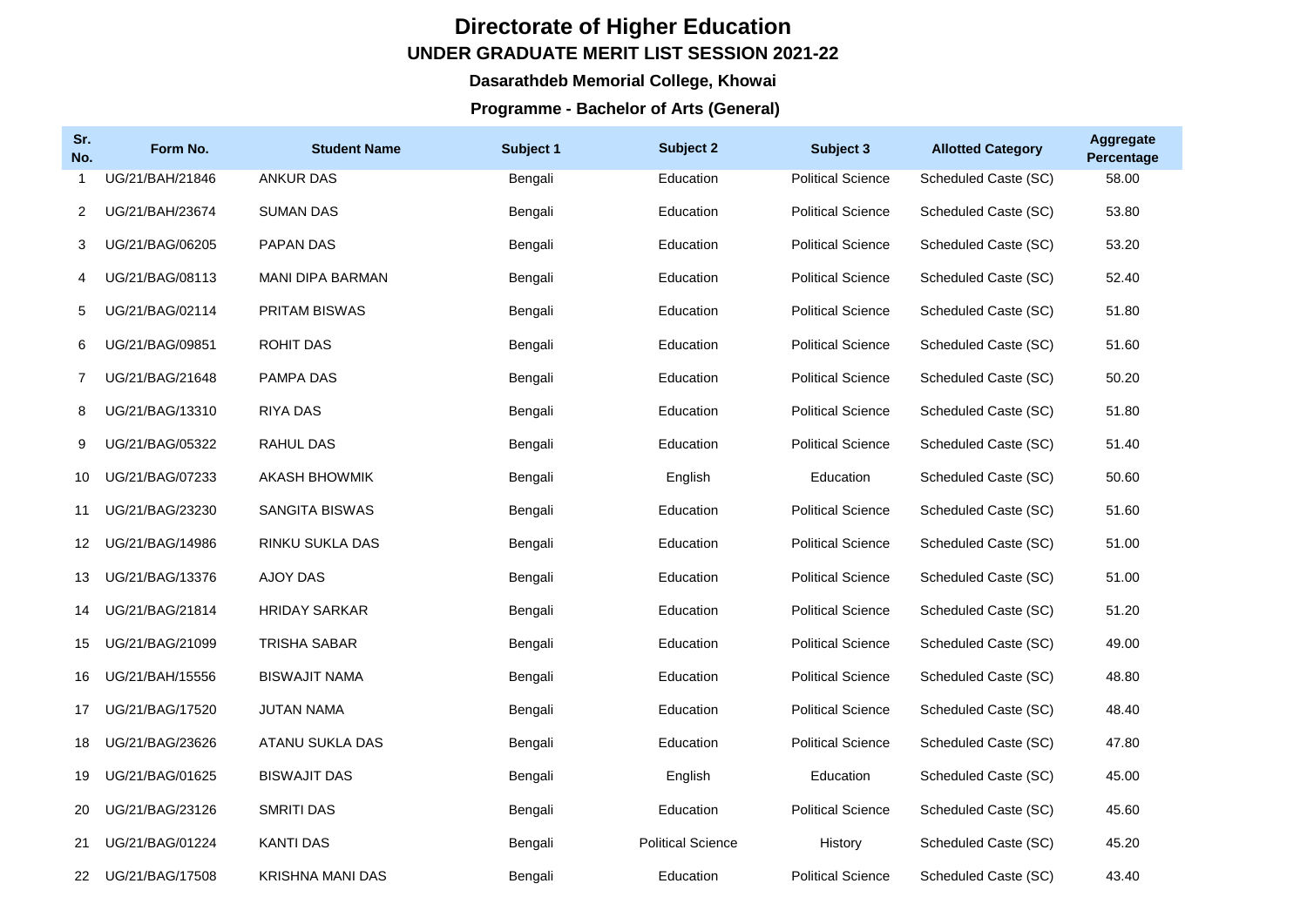# Directorate of Higher Education

## UNDER GRADUATE MERIT LIST SESSION 2021-22

### Dasarathdeb Memorial College, Khowai

### Programme - Bachelor of Arts (General)

| Sr. No. | Form No. | Student Name | Subject 1 | Subject 2 | Subject 3 | Allotted Category | Aggregate Percentage |
|---|---|---|---|---|---|---|---|
| 1 | UG/21/BAH/21846 | ANKUR DAS | Bengali | Education | Political Science | Scheduled Caste (SC) | 58.00 |
| 2 | UG/21/BAH/23674 | SUMAN DAS | Bengali | Education | Political Science | Scheduled Caste (SC) | 53.80 |
| 3 | UG/21/BAG/06205 | PAPAN DAS | Bengali | Education | Political Science | Scheduled Caste (SC) | 53.20 |
| 4 | UG/21/BAG/08113 | MANI DIPA BARMAN | Bengali | Education | Political Science | Scheduled Caste (SC) | 52.40 |
| 5 | UG/21/BAG/02114 | PRITAM BISWAS | Bengali | Education | Political Science | Scheduled Caste (SC) | 51.80 |
| 6 | UG/21/BAG/09851 | ROHIT DAS | Bengali | Education | Political Science | Scheduled Caste (SC) | 51.60 |
| 7 | UG/21/BAG/21648 | PAMPA DAS | Bengali | Education | Political Science | Scheduled Caste (SC) | 50.20 |
| 8 | UG/21/BAG/13310 | RIYA DAS | Bengali | Education | Political Science | Scheduled Caste (SC) | 51.80 |
| 9 | UG/21/BAG/05322 | RAHUL DAS | Bengali | Education | Political Science | Scheduled Caste (SC) | 51.40 |
| 10 | UG/21/BAG/07233 | AKASH BHOWMIK | Bengali | English | Education | Scheduled Caste (SC) | 50.60 |
| 11 | UG/21/BAG/23230 | SANGITA BISWAS | Bengali | Education | Political Science | Scheduled Caste (SC) | 51.60 |
| 12 | UG/21/BAG/14986 | RINKU SUKLA DAS | Bengali | Education | Political Science | Scheduled Caste (SC) | 51.00 |
| 13 | UG/21/BAG/13376 | AJOY DAS | Bengali | Education | Political Science | Scheduled Caste (SC) | 51.00 |
| 14 | UG/21/BAG/21814 | HRIDAY SARKAR | Bengali | Education | Political Science | Scheduled Caste (SC) | 51.20 |
| 15 | UG/21/BAG/21099 | TRISHA SABAR | Bengali | Education | Political Science | Scheduled Caste (SC) | 49.00 |
| 16 | UG/21/BAH/15556 | BISWAJIT NAMA | Bengali | Education | Political Science | Scheduled Caste (SC) | 48.80 |
| 17 | UG/21/BAG/17520 | JUTAN NAMA | Bengali | Education | Political Science | Scheduled Caste (SC) | 48.40 |
| 18 | UG/21/BAG/23626 | ATANU SUKLA DAS | Bengali | Education | Political Science | Scheduled Caste (SC) | 47.80 |
| 19 | UG/21/BAG/01625 | BISWAJIT DAS | Bengali | English | Education | Scheduled Caste (SC) | 45.00 |
| 20 | UG/21/BAG/23126 | SMRITI DAS | Bengali | Education | Political Science | Scheduled Caste (SC) | 45.60 |
| 21 | UG/21/BAG/01224 | KANTI DAS | Bengali | Political Science | History | Scheduled Caste (SC) | 45.20 |
| 22 | UG/21/BAG/17508 | KRISHNA MANI DAS | Bengali | Education | Political Science | Scheduled Caste (SC) | 43.40 |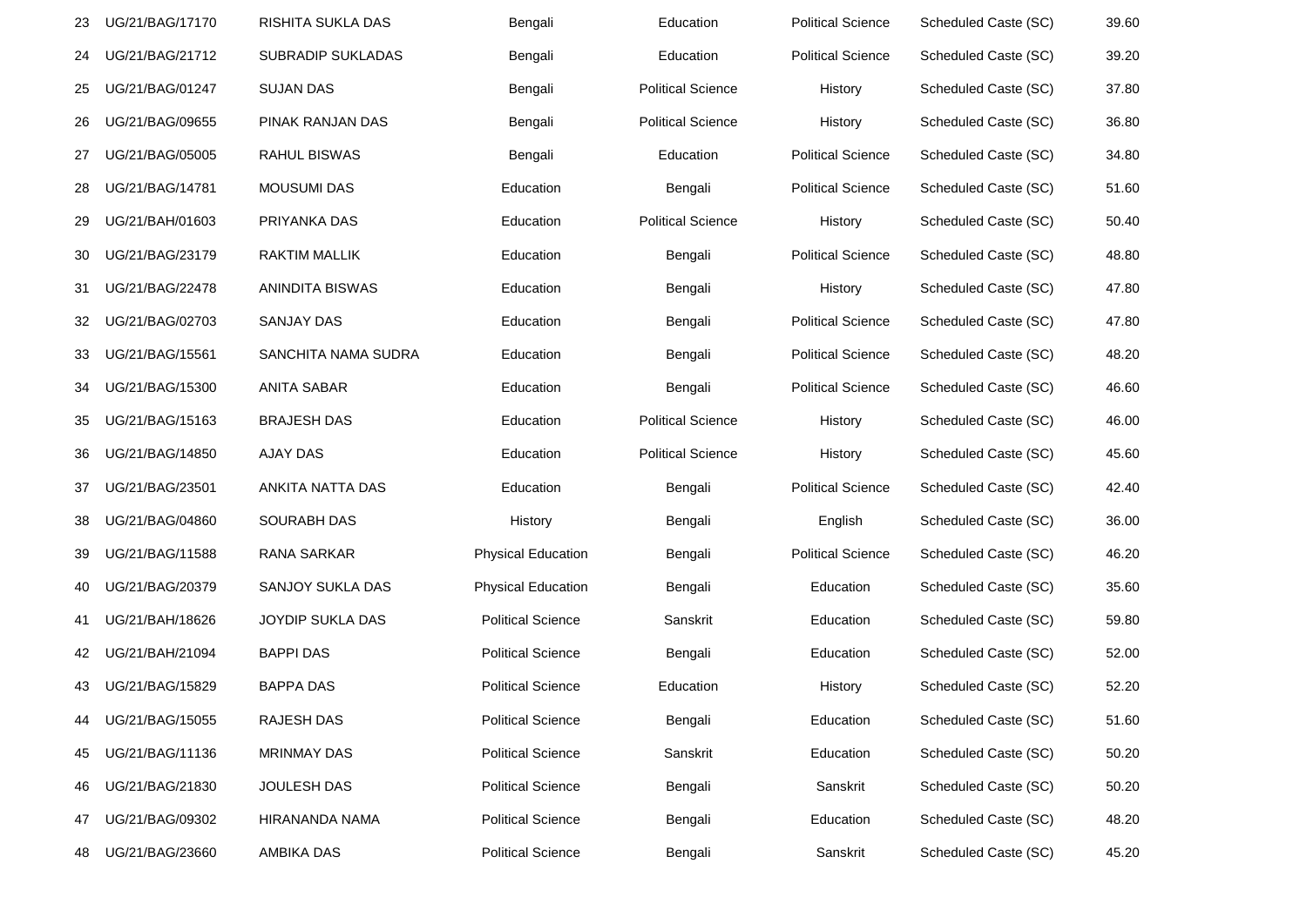| | | | | | | | |
|---|---|---|---|---|---|---|---|
| 23 | UG/21/BAG/17170 | RISHITA SUKLA DAS | Bengali | Education | Political Science | Scheduled Caste (SC) | 39.60 |
| 24 | UG/21/BAG/21712 | SUBRADIP SUKLADAS | Bengali | Education | Political Science | Scheduled Caste (SC) | 39.20 |
| 25 | UG/21/BAG/01247 | SUJAN DAS | Bengali | Political Science | History | Scheduled Caste (SC) | 37.80 |
| 26 | UG/21/BAG/09655 | PINAK RANJAN DAS | Bengali | Political Science | History | Scheduled Caste (SC) | 36.80 |
| 27 | UG/21/BAG/05005 | RAHUL BISWAS | Bengali | Education | Political Science | Scheduled Caste (SC) | 34.80 |
| 28 | UG/21/BAG/14781 | MOUSUMI DAS | Education | Bengali | Political Science | Scheduled Caste (SC) | 51.60 |
| 29 | UG/21/BAH/01603 | PRIYANKA DAS | Education | Political Science | History | Scheduled Caste (SC) | 50.40 |
| 30 | UG/21/BAG/23179 | RAKTIM MALLIK | Education | Bengali | Political Science | Scheduled Caste (SC) | 48.80 |
| 31 | UG/21/BAG/22478 | ANINDITA BISWAS | Education | Bengali | History | Scheduled Caste (SC) | 47.80 |
| 32 | UG/21/BAG/02703 | SANJAY DAS | Education | Bengali | Political Science | Scheduled Caste (SC) | 47.80 |
| 33 | UG/21/BAG/15561 | SANCHITA NAMA SUDRA | Education | Bengali | Political Science | Scheduled Caste (SC) | 48.20 |
| 34 | UG/21/BAG/15300 | ANITA SABAR | Education | Bengali | Political Science | Scheduled Caste (SC) | 46.60 |
| 35 | UG/21/BAG/15163 | BRAJESH DAS | Education | Political Science | History | Scheduled Caste (SC) | 46.00 |
| 36 | UG/21/BAG/14850 | AJAY DAS | Education | Political Science | History | Scheduled Caste (SC) | 45.60 |
| 37 | UG/21/BAG/23501 | ANKITA NATTA DAS | Education | Bengali | Political Science | Scheduled Caste (SC) | 42.40 |
| 38 | UG/21/BAG/04860 | SOURABH DAS | History | Bengali | English | Scheduled Caste (SC) | 36.00 |
| 39 | UG/21/BAG/11588 | RANA SARKAR | Physical Education | Bengali | Political Science | Scheduled Caste (SC) | 46.20 |
| 40 | UG/21/BAG/20379 | SANJOY SUKLA DAS | Physical Education | Bengali | Education | Scheduled Caste (SC) | 35.60 |
| 41 | UG/21/BAH/18626 | JOYDIP SUKLA DAS | Political Science | Sanskrit | Education | Scheduled Caste (SC) | 59.80 |
| 42 | UG/21/BAH/21094 | BAPPI DAS | Political Science | Bengali | Education | Scheduled Caste (SC) | 52.00 |
| 43 | UG/21/BAG/15829 | BAPPA DAS | Political Science | Education | History | Scheduled Caste (SC) | 52.20 |
| 44 | UG/21/BAG/15055 | RAJESH DAS | Political Science | Bengali | Education | Scheduled Caste (SC) | 51.60 |
| 45 | UG/21/BAG/11136 | MRINMAY DAS | Political Science | Sanskrit | Education | Scheduled Caste (SC) | 50.20 |
| 46 | UG/21/BAG/21830 | JOULESH DAS | Political Science | Bengali | Sanskrit | Scheduled Caste (SC) | 50.20 |
| 47 | UG/21/BAG/09302 | HIRANANDA NAMA | Political Science | Bengali | Education | Scheduled Caste (SC) | 48.20 |
| 48 | UG/21/BAG/23660 | AMBIKA DAS | Political Science | Bengali | Sanskrit | Scheduled Caste (SC) | 45.20 |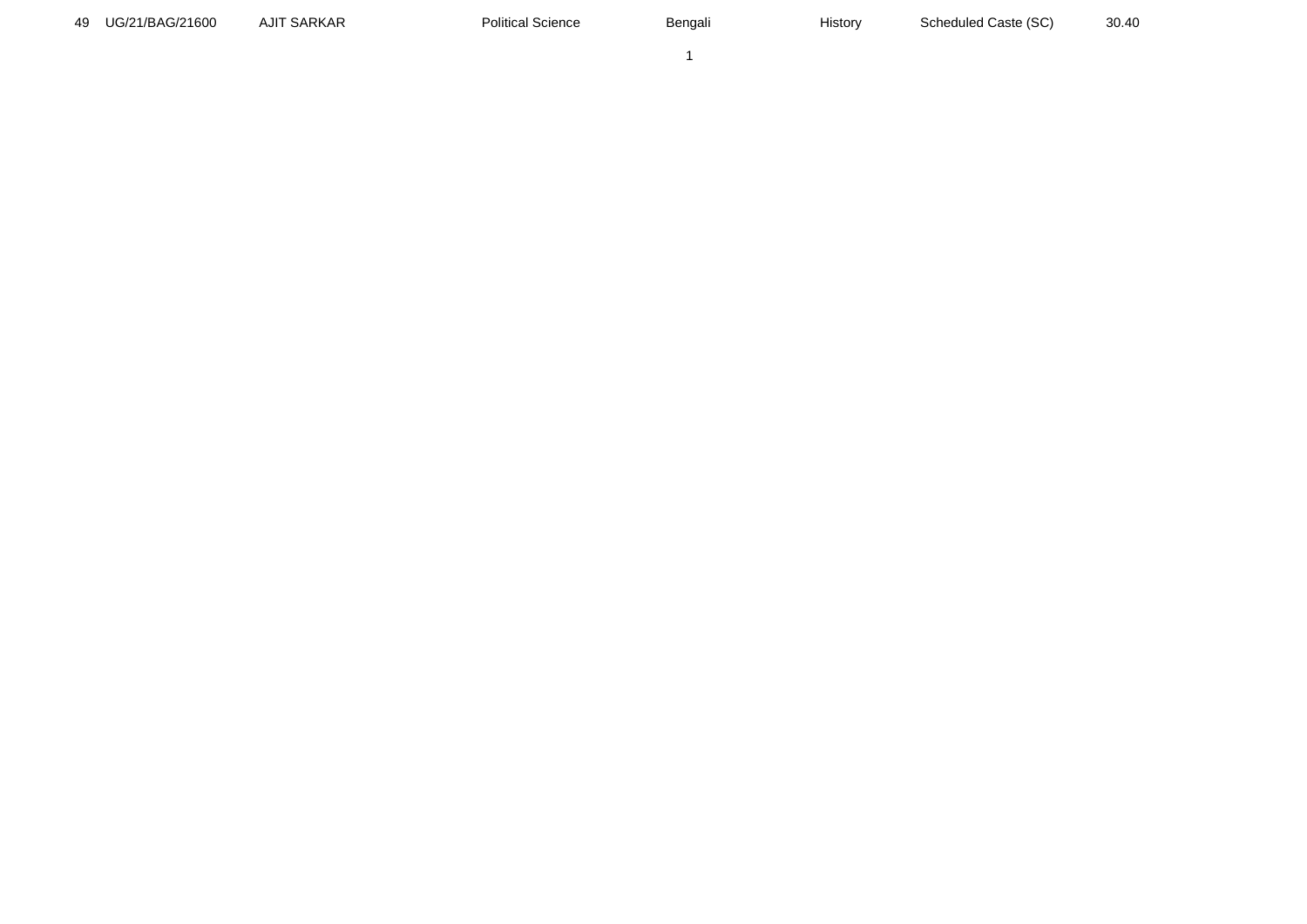| | | | | | | | |
|---|---|---|---|---|---|---|---|
| 49 | UG/21/BAG/21600 | AJIT SARKAR | Political Science | Bengali | History | Scheduled Caste (SC) | 30.40 |